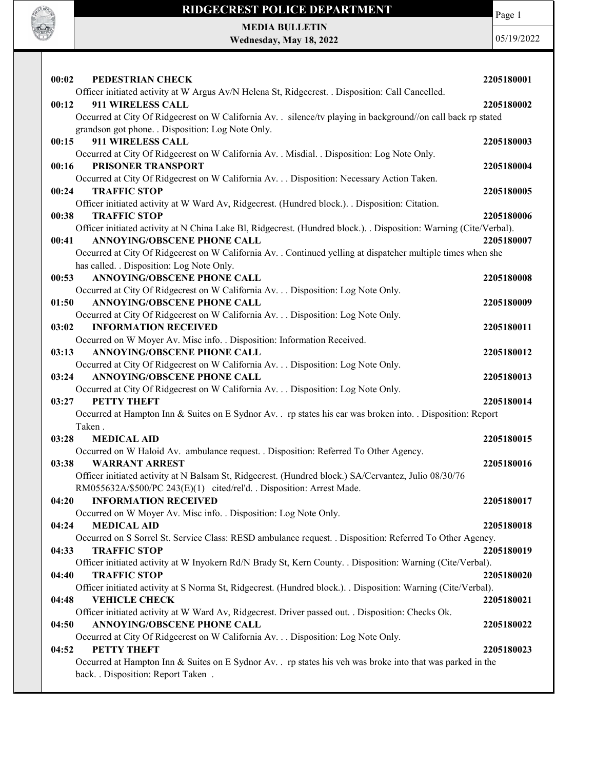# RIDGECREST POLICE DEPARTMENT

**MEDIA BULLETIN**
**Wednesday, May 18, 2022**

05/19/2022

**00:02 PEDESTRIAN CHECK** **2205180001**
Officer initiated activity at W Argus Av/N Helena St, Ridgecrest. . Disposition: Call Cancelled.

**00:12 911 WIRELESS CALL** **2205180002**
Occurred at City Of Ridgecrest on W California Av. . silence/tv playing in background//on call back rp stated grandson got phone. . Disposition: Log Note Only.

**00:15 911 WIRELESS CALL** **2205180003**
Occurred at City Of Ridgecrest on W California Av. . Misdial. . Disposition: Log Note Only.

**00:16 PRISONER TRANSPORT** **2205180004**
Occurred at City Of Ridgecrest on W California Av. . . Disposition: Necessary Action Taken.

**00:24 TRAFFIC STOP** **2205180005**
Officer initiated activity at W Ward Av, Ridgecrest. (Hundred block.). . Disposition: Citation.

**00:38 TRAFFIC STOP** **2205180006**
Officer initiated activity at N China Lake Bl, Ridgecrest. (Hundred block.). . Disposition: Warning (Cite/Verbal).

**00:41 ANNOYING/OBSCENE PHONE CALL** **2205180007**
Occurred at City Of Ridgecrest on W California Av. . Continued yelling at dispatcher multiple times when she has called. . Disposition: Log Note Only.

**00:53 ANNOYING/OBSCENE PHONE CALL** **2205180008**
Occurred at City Of Ridgecrest on W California Av. . . Disposition: Log Note Only.

**01:50 ANNOYING/OBSCENE PHONE CALL** **2205180009**
Occurred at City Of Ridgecrest on W California Av. . . Disposition: Log Note Only.

**03:02 INFORMATION RECEIVED** **2205180011**
Occurred on W Moyer Av. Misc info. . Disposition: Information Received.

**03:13 ANNOYING/OBSCENE PHONE CALL** **2205180012**
Occurred at City Of Ridgecrest on W California Av. . . Disposition: Log Note Only.

**03:24 ANNOYING/OBSCENE PHONE CALL** **2205180013**
Occurred at City Of Ridgecrest on W California Av. . . Disposition: Log Note Only.

**03:27 PETTY THEFT** **2205180014**
Occurred at Hampton Inn & Suites on E Sydnor Av. . rp states his car was broken into. . Disposition: Report Taken .

**03:28 MEDICAL AID** **2205180015**
Occurred on W Haloid Av. ambulance request. . Disposition: Referred To Other Agency.

**03:38 WARRANT ARREST** **2205180016**
Officer initiated activity at N Balsam St, Ridgecrest. (Hundred block.) SA/Cervantez, Julio 08/30/76 RM055632A/$500/PC 243(E)(1) cited/rel'd. . Disposition: Arrest Made.

**04:20 INFORMATION RECEIVED** **2205180017**
Occurred on W Moyer Av. Misc info. . Disposition: Log Note Only.

**04:24 MEDICAL AID** **2205180018**
Occurred on S Sorrel St. Service Class: RESD ambulance request. . Disposition: Referred To Other Agency.

**04:33 TRAFFIC STOP** **2205180019**
Officer initiated activity at W Inyokern Rd/N Brady St, Kern County. . Disposition: Warning (Cite/Verbal).

**04:40 TRAFFIC STOP** **2205180020**
Officer initiated activity at S Norma St, Ridgecrest. (Hundred block.). . Disposition: Warning (Cite/Verbal).

**04:48 VEHICLE CHECK** **2205180021**
Officer initiated activity at W Ward Av, Ridgecrest. Driver passed out. . Disposition: Checks Ok.

**04:50 ANNOYING/OBSCENE PHONE CALL** **2205180022**
Occurred at City Of Ridgecrest on W California Av. . . Disposition: Log Note Only.

**04:52 PETTY THEFT** **2205180023**
Occurred at Hampton Inn & Suites on E Sydnor Av. . rp states his veh was broke into that was parked in the back. . Disposition: Report Taken .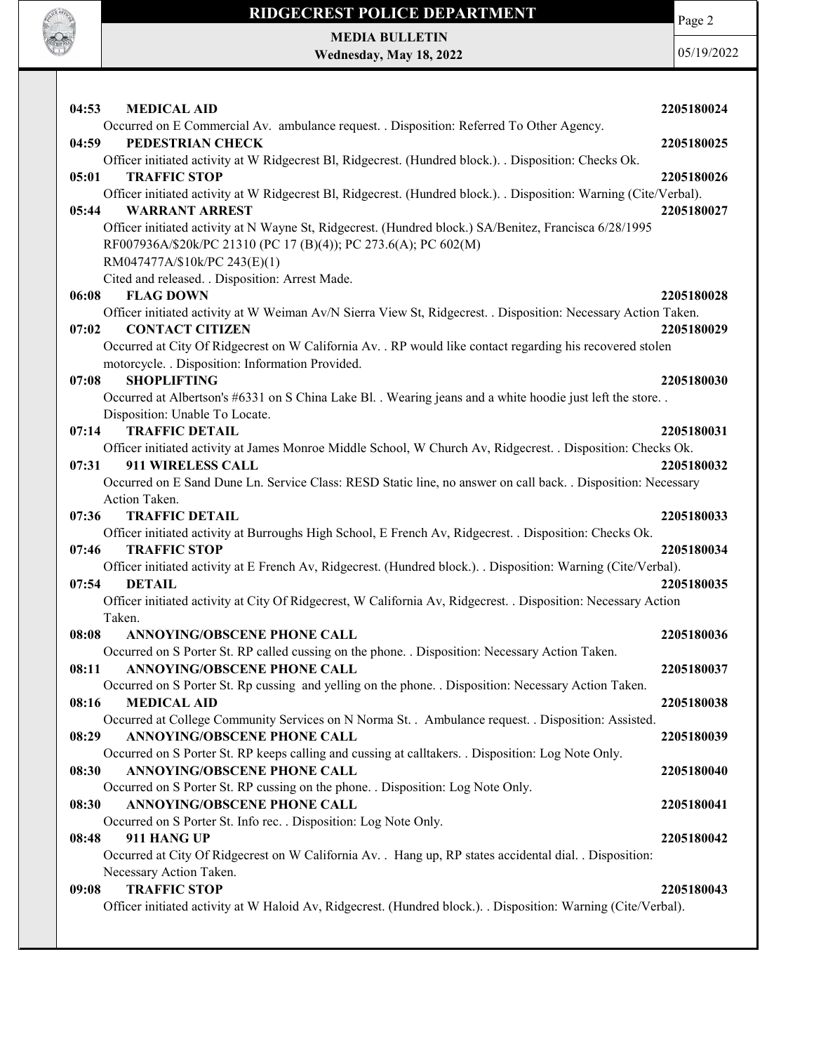**04:53 MEDICAL AID** **2205180024**

Occurred on E Commercial Av. ambulance request. . Disposition: Referred To Other Agency.

**04:59 PEDESTRIAN CHECK** **2205180025**

Officer initiated activity at W Ridgecrest Bl, Ridgecrest. (Hundred block.). . Disposition: Checks Ok.

**05:01 TRAFFIC STOP** **2205180026**

Officer initiated activity at W Ridgecrest Bl, Ridgecrest. (Hundred block.). . Disposition: Warning (Cite/Verbal).

**05:44 WARRANT ARREST** **2205180027**

Officer initiated activity at N Wayne St, Ridgecrest. (Hundred block.) SA/Benitez, Francisca 6/28/1995
RF007936A/$20k/PC 21310 (PC 17 (B)(4)); PC 273.6(A); PC 602(M)
RM047477A/$10k/PC 243(E)(1)
Cited and released. . Disposition: Arrest Made.

**06:08 FLAG DOWN** **2205180028**

Officer initiated activity at W Weiman Av/N Sierra View St, Ridgecrest. . Disposition: Necessary Action Taken.

**07:02 CONTACT CITIZEN** **2205180029**

Occurred at City Of Ridgecrest on W California Av. . RP would like contact regarding his recovered stolen motorcycle. . Disposition: Information Provided.

**07:08 SHOPLIFTING** **2205180030**

Occurred at Albertson's #6331 on S China Lake Bl. . Wearing jeans and a white hoodie just left the store. . Disposition: Unable To Locate.

**07:14 TRAFFIC DETAIL** **2205180031**

Officer initiated activity at James Monroe Middle School, W Church Av, Ridgecrest. . Disposition: Checks Ok.

**07:31 911 WIRELESS CALL** **2205180032**

Occurred on E Sand Dune Ln. Service Class: RESD Static line, no answer on call back. . Disposition: Necessary Action Taken.

**07:36 TRAFFIC DETAIL** **2205180033**

Officer initiated activity at Burroughs High School, E French Av, Ridgecrest. . Disposition: Checks Ok.

**07:46 TRAFFIC STOP** **2205180034**

Officer initiated activity at E French Av, Ridgecrest. (Hundred block.). . Disposition: Warning (Cite/Verbal).

**07:54 DETAIL** **2205180035**

Officer initiated activity at City Of Ridgecrest, W California Av, Ridgecrest. . Disposition: Necessary Action Taken.

**08:08 ANNOYING/OBSCENE PHONE CALL** **2205180036**

Occurred on S Porter St. RP called cussing on the phone. . Disposition: Necessary Action Taken.

**08:11 ANNOYING/OBSCENE PHONE CALL** **2205180037**

Occurred on S Porter St. Rp cussing and yelling on the phone. . Disposition: Necessary Action Taken.

**08:16 MEDICAL AID** **2205180038**

Occurred at College Community Services on N Norma St. . Ambulance request. . Disposition: Assisted.

**08:29 ANNOYING/OBSCENE PHONE CALL** **2205180039**

Occurred on S Porter St. RP keeps calling and cussing at calltakers. . Disposition: Log Note Only.

**08:30 ANNOYING/OBSCENE PHONE CALL** **2205180040**

Occurred on S Porter St. RP cussing on the phone. . Disposition: Log Note Only.

**08:30 ANNOYING/OBSCENE PHONE CALL** **2205180041**

Occurred on S Porter St. Info rec. . Disposition: Log Note Only.

**08:48 911 HANG UP** **2205180042**

Occurred at City Of Ridgecrest on W California Av. . Hang up, RP states accidental dial. . Disposition: Necessary Action Taken.

**09:08 TRAFFIC STOP** **2205180043**

Officer initiated activity at W Haloid Av, Ridgecrest. (Hundred block.). . Disposition: Warning (Cite/Verbal).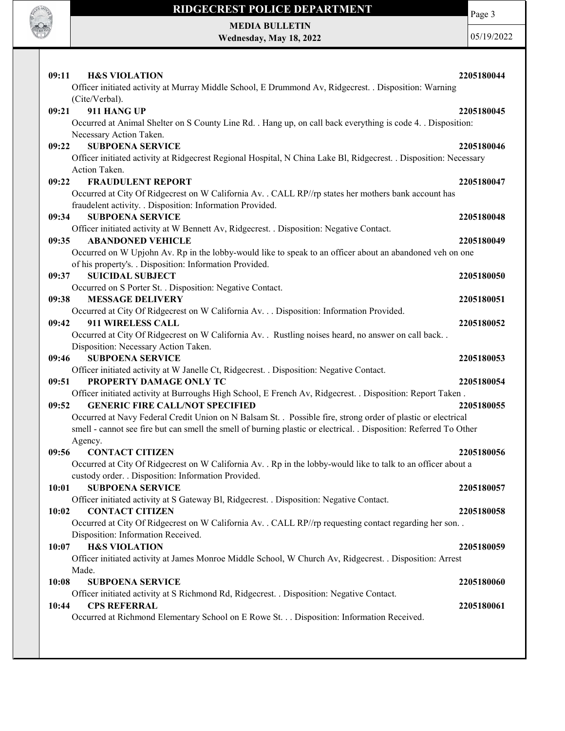**09:11 H&S VIOLATION 2205180044**

Officer initiated activity at Murray Middle School, E Drummond Av, Ridgecrest. . Disposition: Warning (Cite/Verbal).

**09:21 911 HANG UP 2205180045**

Occurred at Animal Shelter on S County Line Rd. . Hang up, on call back everything is code 4. . Disposition: Necessary Action Taken.

**09:22 SUBPOENA SERVICE 2205180046**

Officer initiated activity at Ridgecrest Regional Hospital, N China Lake Bl, Ridgecrest. . Disposition: Necessary Action Taken.

**09:22 FRAUDULENT REPORT 2205180047**

Occurred at City Of Ridgecrest on W California Av. . CALL RP//rp states her mothers bank account has fraudelent activity. . Disposition: Information Provided.

**09:34 SUBPOENA SERVICE 2205180048**

Officer initiated activity at W Bennett Av, Ridgecrest. . Disposition: Negative Contact.

**09:35 ABANDONED VEHICLE 2205180049**

Occurred on W Upjohn Av. Rp in the lobby-would like to speak to an officer about an abandoned veh on one of his property's. . Disposition: Information Provided.

**09:37 SUICIDAL SUBJECT 2205180050**

Occurred on S Porter St. . Disposition: Negative Contact.

**09:38 MESSAGE DELIVERY 2205180051**

Occurred at City Of Ridgecrest on W California Av. . . Disposition: Information Provided.

**09:42 911 WIRELESS CALL 2205180052**

Occurred at City Of Ridgecrest on W California Av. . Rustling noises heard, no answer on call back. . Disposition: Necessary Action Taken.

**09:46 SUBPOENA SERVICE 2205180053**

Officer initiated activity at W Janelle Ct, Ridgecrest. . Disposition: Negative Contact.

**09:51 PROPERTY DAMAGE ONLY TC 2205180054**

Officer initiated activity at Burroughs High School, E French Av, Ridgecrest. . Disposition: Report Taken .

**09:52 GENERIC FIRE CALL/NOT SPECIFIED 2205180055**

Occurred at Navy Federal Credit Union on N Balsam St. . Possible fire, strong order of plastic or electrical smell - cannot see fire but can smell the smell of burning plastic or electrical. . Disposition: Referred To Other Agency.

**09:56 CONTACT CITIZEN 2205180056**

Occurred at City Of Ridgecrest on W California Av. . Rp in the lobby-would like to talk to an officer about a custody order. . Disposition: Information Provided.

**10:01 SUBPOENA SERVICE 2205180057**

Officer initiated activity at S Gateway Bl, Ridgecrest. . Disposition: Negative Contact.

**10:02 CONTACT CITIZEN 2205180058**

Occurred at City Of Ridgecrest on W California Av. . CALL RP//rp requesting contact regarding her son. . Disposition: Information Received.

**10:07 H&S VIOLATION 2205180059**

Officer initiated activity at James Monroe Middle School, W Church Av, Ridgecrest. . Disposition: Arrest Made.

**10:08 SUBPOENA SERVICE 2205180060**

Officer initiated activity at S Richmond Rd, Ridgecrest. . Disposition: Negative Contact.

**10:44 CPS REFERRAL 2205180061**

Occurred at Richmond Elementary School on E Rowe St. . . Disposition: Information Received.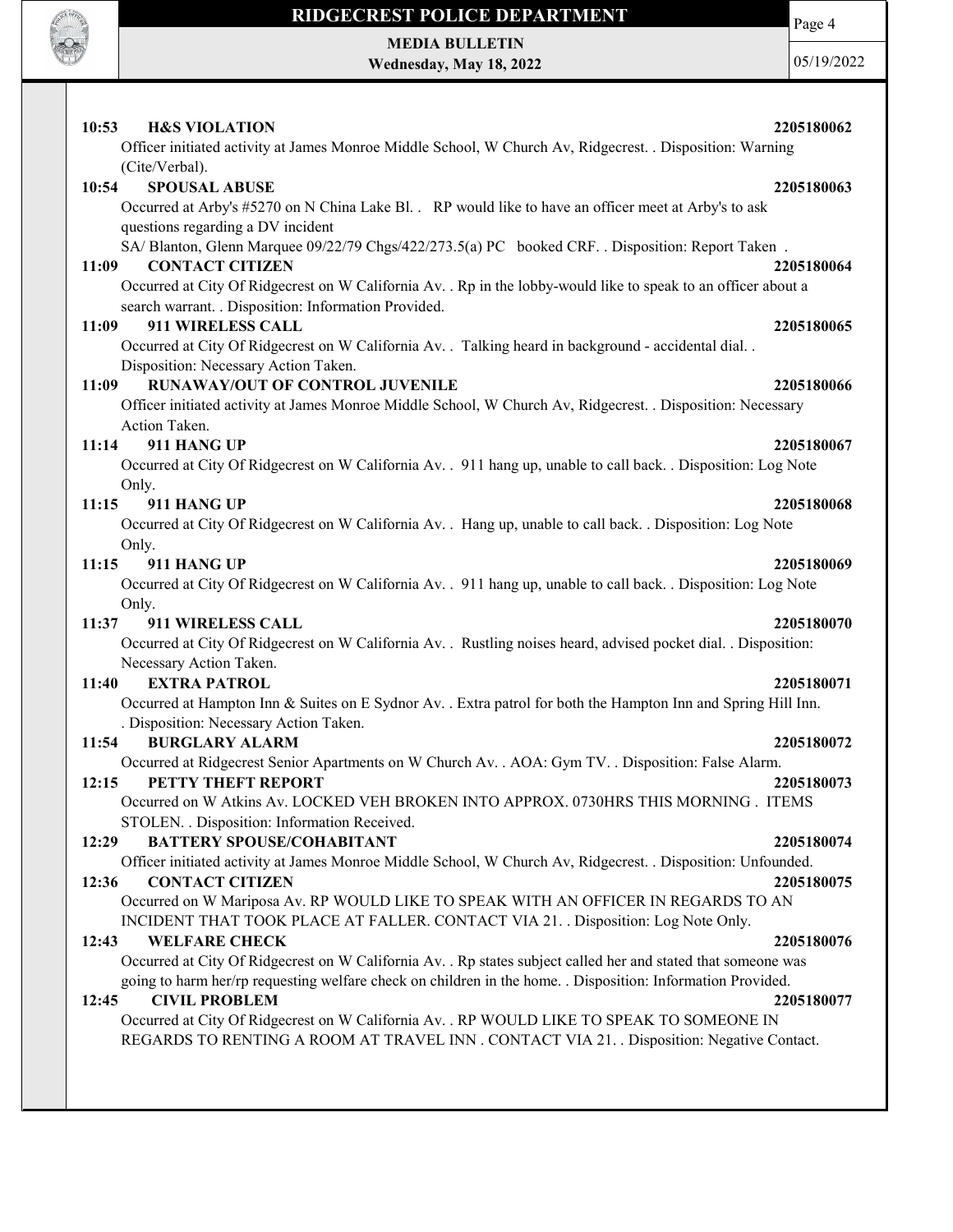**10:53 H&S VIOLATION 2205180062**

Officer initiated activity at James Monroe Middle School, W Church Av, Ridgecrest. . Disposition: Warning (Cite/Verbal).

**10:54 SPOUSAL ABUSE 2205180063**

Occurred at Arby's #5270 on N China Lake Bl. . RP would like to have an officer meet at Arby's to ask questions regarding a DV incident

SA/ Blanton, Glenn Marquee 09/22/79 Chgs/422/273.5(a) PC booked CRF. . Disposition: Report Taken .

**11:09 CONTACT CITIZEN 2205180064**

Occurred at City Of Ridgecrest on W California Av. . Rp in the lobby-would like to speak to an officer about a search warrant. . Disposition: Information Provided.

**11:09 911 WIRELESS CALL 2205180065**

Occurred at City Of Ridgecrest on W California Av. . Talking heard in background - accidental dial. . Disposition: Necessary Action Taken.

**11:09 RUNAWAY/OUT OF CONTROL JUVENILE 2205180066**

Officer initiated activity at James Monroe Middle School, W Church Av, Ridgecrest. . Disposition: Necessary Action Taken.

**11:14 911 HANG UP 2205180067**

Occurred at City Of Ridgecrest on W California Av. . 911 hang up, unable to call back. . Disposition: Log Note Only.

**11:15 911 HANG UP 2205180068**

Occurred at City Of Ridgecrest on W California Av. . Hang up, unable to call back. . Disposition: Log Note Only.

**11:15 911 HANG UP 2205180069**

Occurred at City Of Ridgecrest on W California Av. . 911 hang up, unable to call back. . Disposition: Log Note Only.

**11:37 911 WIRELESS CALL 2205180070**

Occurred at City Of Ridgecrest on W California Av. . Rustling noises heard, advised pocket dial. . Disposition: Necessary Action Taken.

**11:40 EXTRA PATROL 2205180071**

Occurred at Hampton Inn & Suites on E Sydnor Av. . Extra patrol for both the Hampton Inn and Spring Hill Inn. . Disposition: Necessary Action Taken.

**11:54 BURGLARY ALARM 2205180072**

Occurred at Ridgecrest Senior Apartments on W Church Av. . AOA: Gym TV. . Disposition: False Alarm.

**12:15 PETTY THEFT REPORT 2205180073**

Occurred on W Atkins Av. LOCKED VEH BROKEN INTO APPROX. 0730HRS THIS MORNING . ITEMS STOLEN. . Disposition: Information Received.

**12:29 BATTERY SPOUSE/COHABITANT 2205180074**

Officer initiated activity at James Monroe Middle School, W Church Av, Ridgecrest. . Disposition: Unfounded.

**12:36 CONTACT CITIZEN 2205180075**

Occurred on W Mariposa Av. RP WOULD LIKE TO SPEAK WITH AN OFFICER IN REGARDS TO AN INCIDENT THAT TOOK PLACE AT FALLER. CONTACT VIA 21. . Disposition: Log Note Only.

**12:43 WELFARE CHECK 2205180076**

Occurred at City Of Ridgecrest on W California Av. . Rp states subject called her and stated that someone was going to harm her/rp requesting welfare check on children in the home. . Disposition: Information Provided.

**12:45 CIVIL PROBLEM 2205180077**

Occurred at City Of Ridgecrest on W California Av. . RP WOULD LIKE TO SPEAK TO SOMEONE IN REGARDS TO RENTING A ROOM AT TRAVEL INN . CONTACT VIA 21. . Disposition: Negative Contact.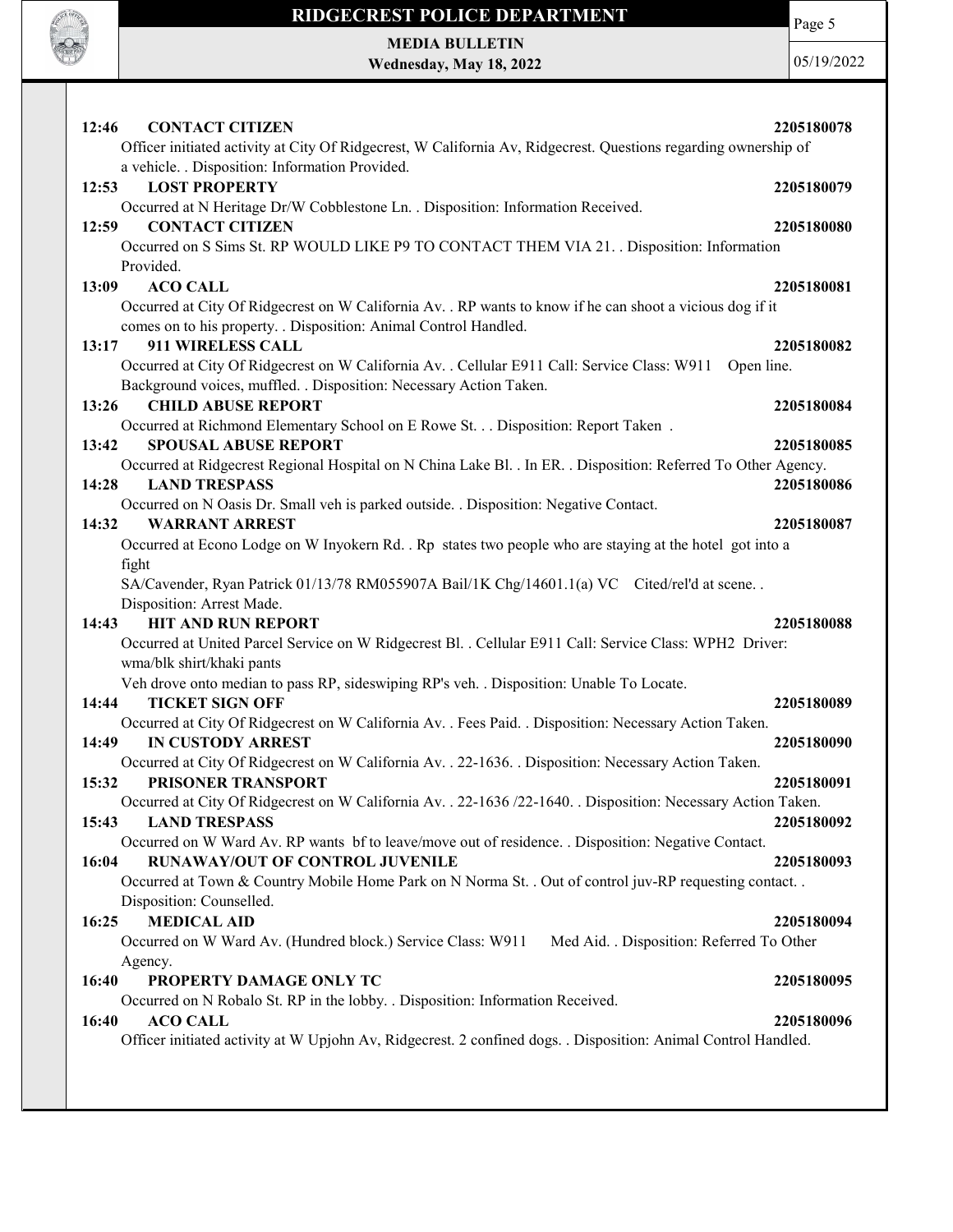**12:46 CONTACT CITIZEN 2205180078**

Officer initiated activity at City Of Ridgecrest, W California Av, Ridgecrest. Questions regarding ownership of a vehicle. . Disposition: Information Provided.

**12:53 LOST PROPERTY 2205180079**

Occurred at N Heritage Dr/W Cobblestone Ln. . Disposition: Information Received.

**12:59 CONTACT CITIZEN 2205180080**

Occurred on S Sims St. RP WOULD LIKE P9 TO CONTACT THEM VIA 21. . Disposition: Information Provided.

**13:09 ACO CALL 2205180081**

Occurred at City Of Ridgecrest on W California Av. . RP wants to know if he can shoot a vicious dog if it comes on to his property. . Disposition: Animal Control Handled.

**13:17 911 WIRELESS CALL 2205180082**

Occurred at City Of Ridgecrest on W California Av. . Cellular E911 Call: Service Class: W911 Open line. Background voices, muffled. . Disposition: Necessary Action Taken.

**13:26 CHILD ABUSE REPORT 2205180084**

Occurred at Richmond Elementary School on E Rowe St. . . Disposition: Report Taken .

**13:42 SPOUSAL ABUSE REPORT 2205180085**

Occurred at Ridgecrest Regional Hospital on N China Lake Bl. . In ER. . Disposition: Referred To Other Agency.

**14:28 LAND TRESPASS 2205180086**

Occurred on N Oasis Dr. Small veh is parked outside. . Disposition: Negative Contact.

**14:32 WARRANT ARREST 2205180087**

Occurred at Econo Lodge on W Inyokern Rd. . Rp states two people who are staying at the hotel got into a fight

SA/Cavender, Ryan Patrick 01/13/78 RM055907A Bail/1K Chg/14601.1(a) VC Cited/rel'd at scene. . Disposition: Arrest Made.

**14:43 HIT AND RUN REPORT 2205180088**

Occurred at United Parcel Service on W Ridgecrest Bl. . Cellular E911 Call: Service Class: WPH2 Driver: wma/blk shirt/khaki pants

Veh drove onto median to pass RP, sideswiping RP's veh. . Disposition: Unable To Locate.

**14:44 TICKET SIGN OFF 2205180089**

Occurred at City Of Ridgecrest on W California Av. . Fees Paid. . Disposition: Necessary Action Taken.

**14:49 IN CUSTODY ARREST 2205180090**

Occurred at City Of Ridgecrest on W California Av. . 22-1636. . Disposition: Necessary Action Taken.

**15:32 PRISONER TRANSPORT 2205180091**

Occurred at City Of Ridgecrest on W California Av. . 22-1636 /22-1640. . Disposition: Necessary Action Taken.

**15:43 LAND TRESPASS 2205180092**

Occurred on W Ward Av. RP wants bf to leave/move out of residence. . Disposition: Negative Contact.

**16:04 RUNAWAY/OUT OF CONTROL JUVENILE 2205180093**

Occurred at Town & Country Mobile Home Park on N Norma St. . Out of control juv-RP requesting contact. . Disposition: Counselled.

**16:25 MEDICAL AID 2205180094**

Occurred on W Ward Av. (Hundred block.) Service Class: W911 Med Aid. . Disposition: Referred To Other Agency.

**16:40 PROPERTY DAMAGE ONLY TC 2205180095**

Occurred on N Robalo St. RP in the lobby. . Disposition: Information Received.

**16:40 ACO CALL 2205180096**

Officer initiated activity at W Upjohn Av, Ridgecrest. 2 confined dogs. . Disposition: Animal Control Handled.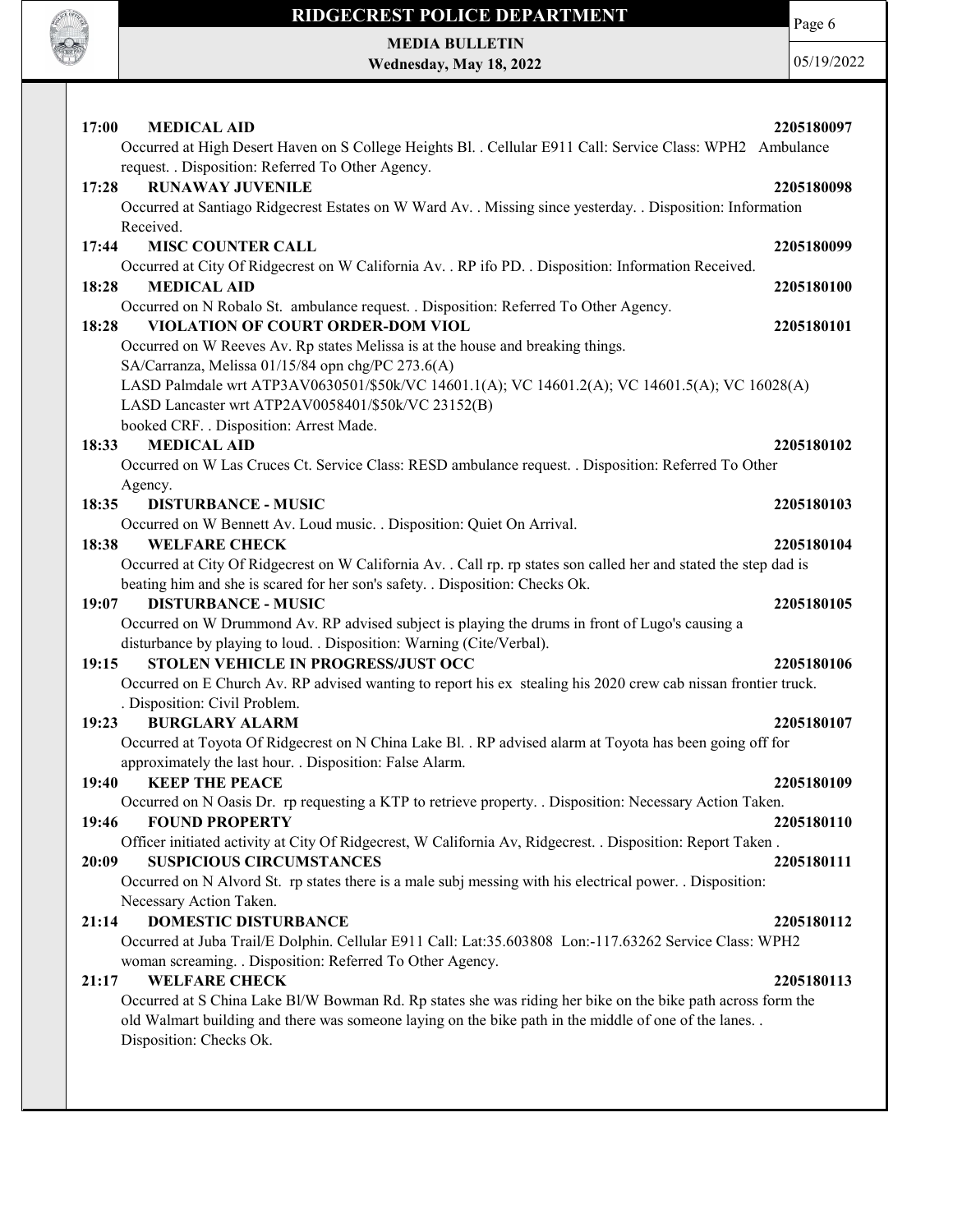**17:00 MEDICAL AID 2205180097**

Occurred at High Desert Haven on S College Heights Bl. . Cellular E911 Call: Service Class: WPH2 Ambulance request. . Disposition: Referred To Other Agency.

**17:28 RUNAWAY JUVENILE 2205180098**

Occurred at Santiago Ridgecrest Estates on W Ward Av. . Missing since yesterday. . Disposition: Information Received.

**17:44 MISC COUNTER CALL 2205180099**

Occurred at City Of Ridgecrest on W California Av. . RP ifo PD. . Disposition: Information Received.

**18:28 MEDICAL AID 2205180100**

Occurred on N Robalo St. ambulance request. . Disposition: Referred To Other Agency.

**18:28 VIOLATION OF COURT ORDER-DOM VIOL 2205180101**

Occurred on W Reeves Av. Rp states Melissa is at the house and breaking things.
SA/Carranza, Melissa 01/15/84 opn chg/PC 273.6(A)
LASD Palmdale wrt ATP3AV0630501/$50k/VC 14601.1(A); VC 14601.2(A); VC 14601.5(A); VC 16028(A)
LASD Lancaster wrt ATP2AV0058401/$50k/VC 23152(B)
booked CRF. . Disposition: Arrest Made.

**18:33 MEDICAL AID 2205180102**

Occurred on W Las Cruces Ct. Service Class: RESD ambulance request. . Disposition: Referred To Other Agency.

**18:35 DISTURBANCE - MUSIC 2205180103**

Occurred on W Bennett Av. Loud music. . Disposition: Quiet On Arrival.

**18:38 WELFARE CHECK 2205180104**

Occurred at City Of Ridgecrest on W California Av. . Call rp. rp states son called her and stated the step dad is beating him and she is scared for her son's safety. . Disposition: Checks Ok.

**19:07 DISTURBANCE - MUSIC 2205180105**

Occurred on W Drummond Av. RP advised subject is playing the drums in front of Lugo's causing a disturbance by playing to loud. . Disposition: Warning (Cite/Verbal).

**19:15 STOLEN VEHICLE IN PROGRESS/JUST OCC 2205180106**

Occurred on E Church Av. RP advised wanting to report his ex stealing his 2020 crew cab nissan frontier truck. . Disposition: Civil Problem.

**19:23 BURGLARY ALARM 2205180107**

Occurred at Toyota Of Ridgecrest on N China Lake Bl. . RP advised alarm at Toyota has been going off for approximately the last hour. . Disposition: False Alarm.

**19:40 KEEP THE PEACE 2205180109**

Occurred on N Oasis Dr. rp requesting a KTP to retrieve property. . Disposition: Necessary Action Taken.

**19:46 FOUND PROPERTY 2205180110**

Officer initiated activity at City Of Ridgecrest, W California Av, Ridgecrest. . Disposition: Report Taken .

**20:09 SUSPICIOUS CIRCUMSTANCES 2205180111**

Occurred on N Alvord St. rp states there is a male subj messing with his electrical power. . Disposition: Necessary Action Taken.

**21:14 DOMESTIC DISTURBANCE 2205180112**

Occurred at Juba Trail/E Dolphin. Cellular E911 Call: Lat:35.603808 Lon:-117.63262 Service Class: WPH2 woman screaming. . Disposition: Referred To Other Agency.

**21:17 WELFARE CHECK 2205180113**

Occurred at S China Lake Bl/W Bowman Rd. Rp states she was riding her bike on the bike path across form the old Walmart building and there was someone laying on the bike path in the middle of one of the lanes. . Disposition: Checks Ok.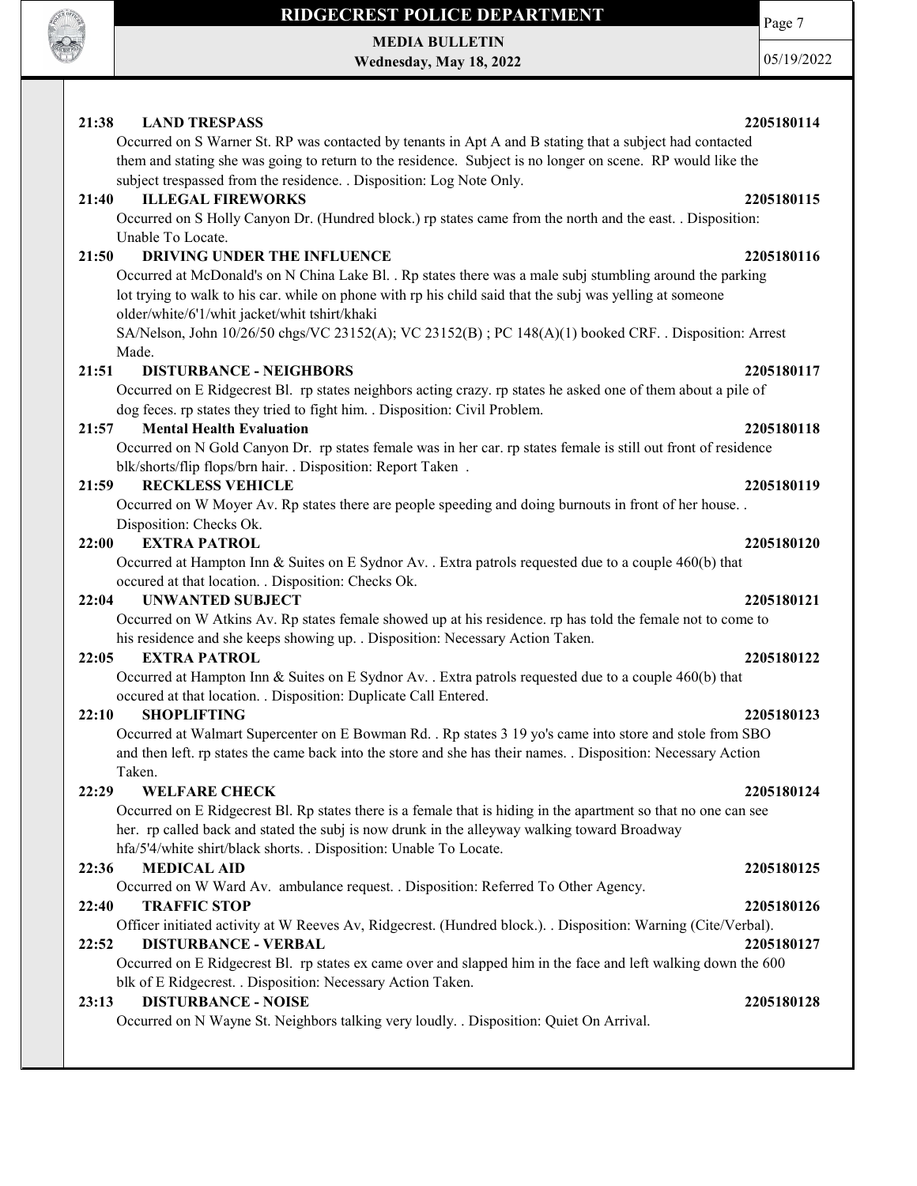**21:38 LAND TRESPASS 2205180114**

Occurred on S Warner St. RP was contacted by tenants in Apt A and B stating that a subject had contacted them and stating she was going to return to the residence. Subject is no longer on scene. RP would like the subject trespassed from the residence. . Disposition: Log Note Only.

**21:40 ILLEGAL FIREWORKS 2205180115**

Occurred on S Holly Canyon Dr. (Hundred block.) rp states came from the north and the east. . Disposition: Unable To Locate.

**21:50 DRIVING UNDER THE INFLUENCE 2205180116**

Occurred at McDonald's on N China Lake Bl. . Rp states there was a male subj stumbling around the parking lot trying to walk to his car. while on phone with rp his child said that the subj was yelling at someone older/white/6'1/whit jacket/whit tshirt/khaki

SA/Nelson, John 10/26/50 chgs/VC 23152(A); VC 23152(B) ; PC 148(A)(1) booked CRF. . Disposition: Arrest Made.

**21:51 DISTURBANCE - NEIGHBORS 2205180117**

Occurred on E Ridgecrest Bl. rp states neighbors acting crazy. rp states he asked one of them about a pile of dog feces. rp states they tried to fight him. . Disposition: Civil Problem.

**21:57 Mental Health Evaluation 2205180118**

Occurred on N Gold Canyon Dr. rp states female was in her car. rp states female is still out front of residence blk/shorts/flip flops/brn hair. . Disposition: Report Taken .

**21:59 RECKLESS VEHICLE 2205180119**

Occurred on W Moyer Av. Rp states there are people speeding and doing burnouts in front of her house. . Disposition: Checks Ok.

**22:00 EXTRA PATROL 2205180120**

Occurred at Hampton Inn & Suites on E Sydnor Av. . Extra patrols requested due to a couple 460(b) that occured at that location. . Disposition: Checks Ok.

**22:04 UNWANTED SUBJECT 2205180121**

Occurred on W Atkins Av. Rp states female showed up at his residence. rp has told the female not to come to his residence and she keeps showing up. . Disposition: Necessary Action Taken.

**22:05 EXTRA PATROL 2205180122**

Occurred at Hampton Inn & Suites on E Sydnor Av. . Extra patrols requested due to a couple 460(b) that occured at that location. . Disposition: Duplicate Call Entered.

**22:10 SHOPLIFTING 2205180123**

Occurred at Walmart Supercenter on E Bowman Rd. . Rp states 3 19 yo's came into store and stole from SBO and then left. rp states the came back into the store and she has their names. . Disposition: Necessary Action Taken.

**22:29 WELFARE CHECK 2205180124**

Occurred on E Ridgecrest Bl. Rp states there is a female that is hiding in the apartment so that no one can see her. rp called back and stated the subj is now drunk in the alleyway walking toward Broadway hfa/5'4/white shirt/black shorts. . Disposition: Unable To Locate.

**22:36 MEDICAL AID 2205180125**

Occurred on W Ward Av. ambulance request. . Disposition: Referred To Other Agency.

**22:40 TRAFFIC STOP 2205180126**

Officer initiated activity at W Reeves Av, Ridgecrest. (Hundred block.). . Disposition: Warning (Cite/Verbal).

**22:52 DISTURBANCE - VERBAL 2205180127**

Occurred on E Ridgecrest Bl. rp states ex came over and slapped him in the face and left walking down the 600 blk of E Ridgecrest. . Disposition: Necessary Action Taken.

**23:13 DISTURBANCE - NOISE 2205180128**

Occurred on N Wayne St. Neighbors talking very loudly. . Disposition: Quiet On Arrival.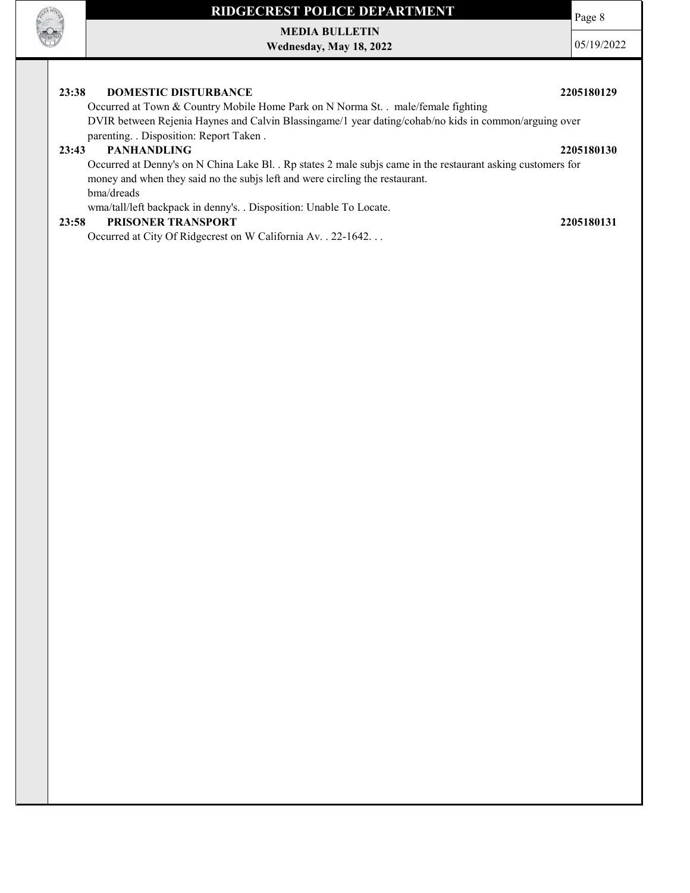**23:38 DOMESTIC DISTURBANCE** **2205180129**

Occurred at Town & Country Mobile Home Park on N Norma St. . male/female fighting
DVIR between Rejenia Haynes and Calvin Blassingame/1 year dating/cohab/no kids in common/arguing over parenting. . Disposition: Report Taken .

**23:43 PANHANDLING** **2205180130**

Occurred at Denny's on N China Lake Bl. . Rp states 2 male subjs came in the restaurant asking customers for money and when they said no the subjs left and were circling the restaurant.
bma/dreads
wma/tall/left backpack in denny's. . Disposition: Unable To Locate.

**23:58 PRISONER TRANSPORT** **2205180131**

Occurred at City Of Ridgecrest on W California Av. . 22-1642. . .